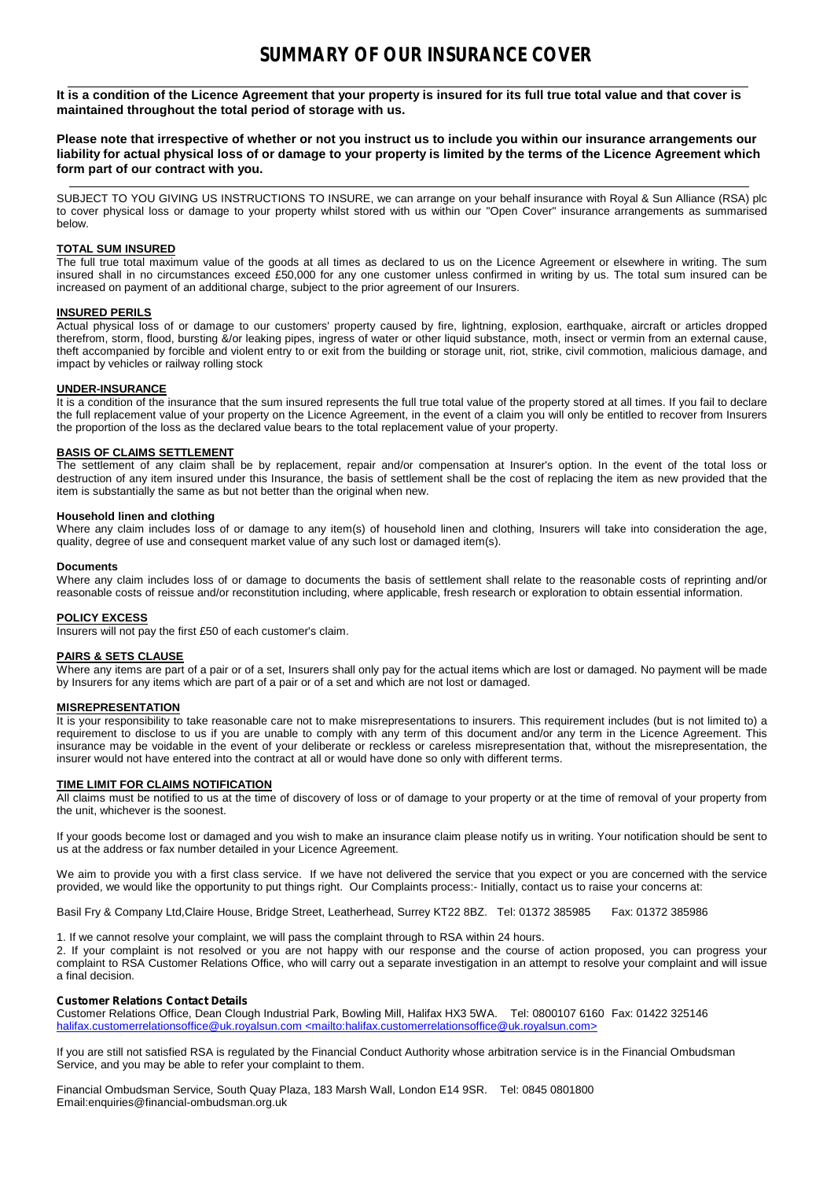# SUMMARY OF OUR INSURANCE COVER

**It is a condition of the Licence Agreement that your property is insured for its full true total value and that cover is maintained throughout the total period of storage with us.**

**Please note that irrespective of whether or not you instruct us to include you within our insurance arrangements our liability for actual physical loss of or damage to your property is limited by the terms of the Licence Agreement which form part of our contract with you.**

SUBJECT TO YOU GIVING US INSTRUCTIONS TO INSURE, we can arrange on your behalf insurance with Royal & Sun Alliance (RSA) plc to cover physical loss or damage to your property whilst stored with us within our "Open Cover" insurance arrangements as summarised below.

**TOTAL SUM INSURED**

The full true total maximum value of the goods at all times as declared to us on the Licence Agreement or elsewhere in writing. The sum insured shall in no circumstances exceed £50,000 for any one customer unless confirmed in writing by us. The total sum insured can be increased on payment of an additional charge, subject to the prior agreement of our Insurers.

**INSURED PERILS**

Actual physical loss of or damage to our customers' property caused by fire, lightning, explosion, earthquake, aircraft or articles dropped therefrom, storm, flood, bursting &/or leaking pipes, ingress of water or other liquid substance, moth, insect or vermin from an external cause, theft accompanied by forcible and violent entry to or exit from the building or storage unit, riot, strike, civil commotion, malicious damage, and impact by vehicles or railway rolling stock

**UNDER-INSURANCE**

It is a condition of the insurance that the sum insured represents the full true total value of the property stored at all times. If you fail to declare the full replacement value of your property on the Licence Agreement, in the event of a claim you will only be entitled to recover from Insurers the proportion of the loss as the declared value bears to the total replacement value of your property.

**BASIS OF CLAIMS SETTLEMENT**

The settlement of any claim shall be by replacement, repair and/or compensation at Insurer's option. In the event of the total loss or destruction of any item insured under this Insurance, the basis of settlement shall be the cost of replacing the item as new provided that the item is substantially the same as but not better than the original when new.

**Household linen and clothing**

Where any claim includes loss of or damage to any item(s) of household linen and clothing, Insurers will take into consideration the age, quality, degree of use and consequent market value of any such lost or damaged item(s).

**Documents**

Where any claim includes loss of or damage to documents the basis of settlement shall relate to the reasonable costs of reprinting and/or reasonable costs of reissue and/or reconstitution including, where applicable, fresh research or exploration to obtain essential information.

**POLICY EXCESS**

Insurers will not pay the first £50 of each customer's claim.

**PAIRS & SETS CLAUSE**

Where any items are part of a pair or of a set, Insurers shall only pay for the actual items which are lost or damaged. No payment will be made by Insurers for any items which are part of a pair or of a set and which are not lost or damaged.

**MISREPRESENTATION**

It is your responsibility to take reasonable care not to make misrepresentations to insurers. This requirement includes (but is not limited to) a requirement to disclose to us if you are unable to comply with any term of this document and/or any term in the Licence Agreement. This insurance may be voidable in the event of your deliberate or reckless or careless misrepresentation that, without the misrepresentation, the insurer would not have entered into the contract at all or would have done so only with different terms.

**TIME LIMIT FOR CLAIMS NOTIFICATION**

All claims must be notified to us at the time of discovery of loss or of damage to your property or at the time of removal of your property from the unit, whichever is the soonest.

If your goods become lost or damaged and you wish to make an insurance claim please notify us in writing. Your notification should be sent to us at the address or fax number detailed in your Licence Agreement.

We aim to provide you with a first class service. If we have not delivered the service that you expect or you are concerned with the service provided, we would like the opportunity to put things right. Our Complaints process:- Initially, contact us to raise your concerns at:

Basil Fry & Company Ltd,Claire House, Bridge Street, Leatherhead, Surrey KT22 8BZ. Tel: 01372 385985 Fax: 01372 385986

1. If we cannot resolve your complaint, we will pass the complaint through to RSA within 24 hours.
2. If your complaint is not resolved or you are not happy with our response and the course of action proposed, you can progress your complaint to RSA Customer Relations Office, who will carry out a separate investigation in an attempt to resolve your complaint and will issue a final decision.

**Customer Relations Contact Details**

Customer Relations Office, Dean Clough Industrial Park, Bowling Mill, Halifax HX3 5WA. Tel: 0800107 6160 Fax: 01422 325146
halifax.customerrelationsoffice@uk.royalsun.com <mailto:halifax.customerrelationsoffice@uk.royalsun.com>

If you are still not satisfied RSA is regulated by the Financial Conduct Authority whose arbitration service is in the Financial Ombudsman Service, and you may be able to refer your complaint to them.

Financial Ombudsman Service, South Quay Plaza, 183 Marsh Wall, London E14 9SR. Tel: 0845 0801800
Email:enquiries@financial-ombudsman.org.uk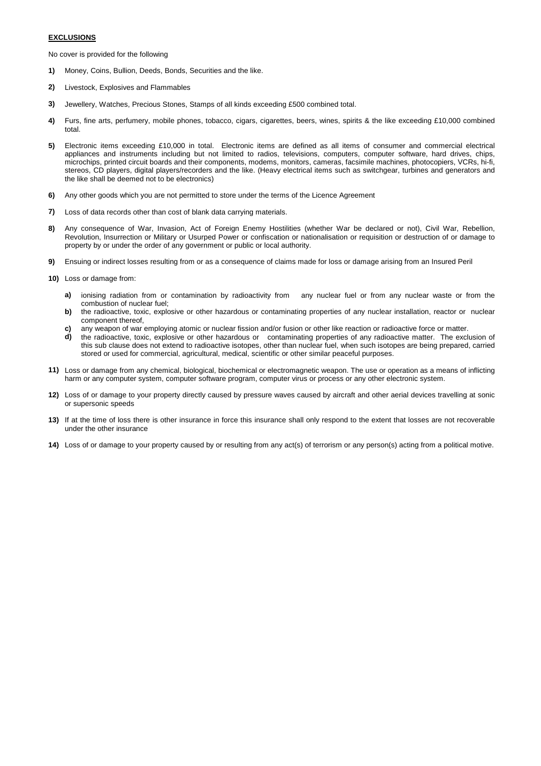**EXCLUSIONS**

No cover is provided for the following

1) Money, Coins, Bullion, Deeds, Bonds, Securities and the like.

2) Livestock, Explosives and Flammables

3) Jewellery, Watches, Precious Stones, Stamps of all kinds exceeding £500 combined total.

4) Furs, fine arts, perfumery, mobile phones, tobacco, cigars, cigarettes, beers, wines, spirits & the like exceeding £10,000 combined total.

5) Electronic items exceeding £10,000 in total. Electronic items are defined as all items of consumer and commercial electrical appliances and instruments including but not limited to radios, televisions, computers, computer software, hard drives, chips, microchips, printed circuit boards and their components, modems, monitors, cameras, facsimile machines, photocopiers, VCRs, hi-fi, stereos, CD players, digital players/recorders and the like. (Heavy electrical items such as switchgear, turbines and generators and the like shall be deemed not to be electronics)

6) Any other goods which you are not permitted to store under the terms of the Licence Agreement

7) Loss of data records other than cost of blank data carrying materials.

8) Any consequence of War, Invasion, Act of Foreign Enemy Hostilities (whether War be declared or not), Civil War, Rebellion, Revolution, Insurrection or Military or Usurped Power or confiscation or nationalisation or requisition or destruction of or damage to property by or under the order of any government or public or local authority.

9) Ensuing or indirect losses resulting from or as a consequence of claims made for loss or damage arising from an Insured Peril

10) Loss or damage from:

    a) ionising radiation from or contamination by radioactivity from any nuclear fuel or from any nuclear waste or from the combustion of nuclear fuel;
    b) the radioactive, toxic, explosive or other hazardous or contaminating properties of any nuclear installation, reactor or nuclear component thereof,
    c) any weapon of war employing atomic or nuclear fission and/or fusion or other like reaction or radioactive force or matter.
    d) the radioactive, toxic, explosive or other hazardous or contaminating properties of any radioactive matter. The exclusion of this sub clause does not extend to radioactive isotopes, other than nuclear fuel, when such isotopes are being prepared, carried stored or used for commercial, agricultural, medical, scientific or other similar peaceful purposes.

11) Loss or damage from any chemical, biological, biochemical or electromagnetic weapon. The use or operation as a means of inflicting harm or any computer system, computer software program, computer virus or process or any other electronic system.

12) Loss of or damage to your property directly caused by pressure waves caused by aircraft and other aerial devices travelling at sonic or supersonic speeds

13) If at the time of loss there is other insurance in force this insurance shall only respond to the extent that losses are not recoverable under the other insurance

14) Loss of or damage to your property caused by or resulting from any act(s) of terrorism or any person(s) acting from a political motive.